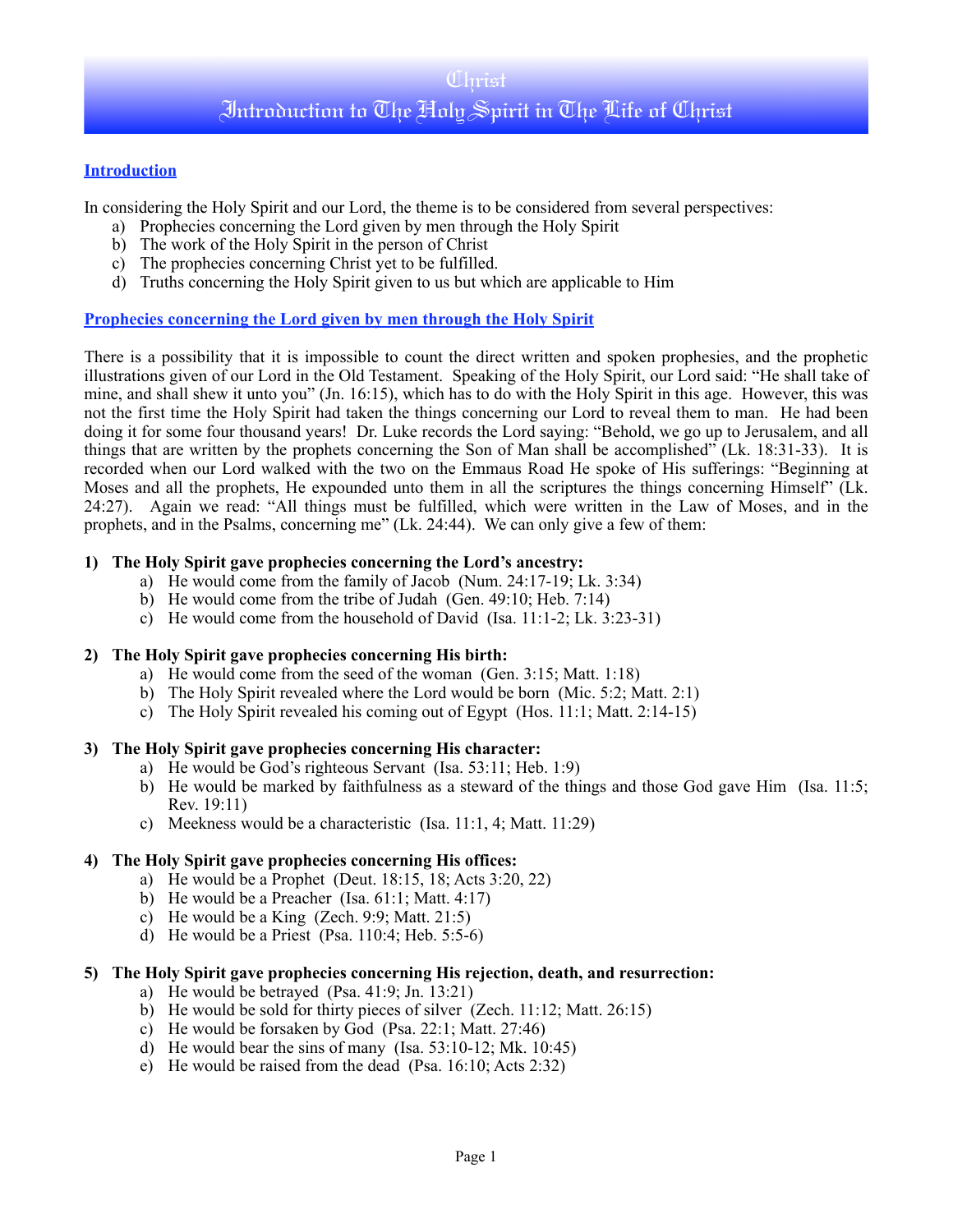# Christ

# Introduction to The Holy Spirit in The Life of Christ

## Introduction

In considering the Holy Spirit and our Lord, the theme is to be considered from several perspectives:

a) Prophecies concerning the Lord given by men through the Holy Spirit
b) The work of the Holy Spirit in the person of Christ
c) The prophecies concerning Christ yet to be fulfilled.
d) Truths concerning the Holy Spirit given to us but which are applicable to Him

## Prophecies concerning the Lord given by men through the Holy Spirit

There is a possibility that it is impossible to count the direct written and spoken prophesies, and the prophetic illustrations given of our Lord in the Old Testament. Speaking of the Holy Spirit, our Lord said: "He shall take of mine, and shall shew it unto you" (Jn. 16:15), which has to do with the Holy Spirit in this age. However, this was not the first time the Holy Spirit had taken the things concerning our Lord to reveal them to man. He had been doing it for some four thousand years! Dr. Luke records the Lord saying: "Behold, we go up to Jerusalem, and all things that are written by the prophets concerning the Son of Man shall be accomplished" (Lk. 18:31-33). It is recorded when our Lord walked with the two on the Emmaus Road He spoke of His sufferings: "Beginning at Moses and all the prophets, He expounded unto them in all the scriptures the things concerning Himself" (Lk. 24:27). Again we read: "All things must be fulfilled, which were written in the Law of Moses, and in the prophets, and in the Psalms, concerning me" (Lk. 24:44). We can only give a few of them:

**1) The Holy Spirit gave prophecies concerning the Lord's ancestry:**

a) He would come from the family of Jacob (Num. 24:17-19; Lk. 3:34)
b) He would come from the tribe of Judah (Gen. 49:10; Heb. 7:14)
c) He would come from the household of David (Isa. 11:1-2; Lk. 3:23-31)

**2) The Holy Spirit gave prophecies concerning His birth:**

a) He would come from the seed of the woman (Gen. 3:15; Matt. 1:18)
b) The Holy Spirit revealed where the Lord would be born (Mic. 5:2; Matt. 2:1)
c) The Holy Spirit revealed his coming out of Egypt (Hos. 11:1; Matt. 2:14-15)

**3) The Holy Spirit gave prophecies concerning His character:**

a) He would be God's righteous Servant (Isa. 53:11; Heb. 1:9)
b) He would be marked by faithfulness as a steward of the things and those God gave Him (Isa. 11:5; Rev. 19:11)
c) Meekness would be a characteristic (Isa. 11:1, 4; Matt. 11:29)

**4) The Holy Spirit gave prophecies concerning His offices:**

a) He would be a Prophet (Deut. 18:15, 18; Acts 3:20, 22)
b) He would be a Preacher (Isa. 61:1; Matt. 4:17)
c) He would be a King (Zech. 9:9; Matt. 21:5)
d) He would be a Priest (Psa. 110:4; Heb. 5:5-6)

**5) The Holy Spirit gave prophecies concerning His rejection, death, and resurrection:**

a) He would be betrayed (Psa. 41:9; Jn. 13:21)
b) He would be sold for thirty pieces of silver (Zech. 11:12; Matt. 26:15)
c) He would be forsaken by God (Psa. 22:1; Matt. 27:46)
d) He would bear the sins of many (Isa. 53:10-12; Mk. 10:45)
e) He would be raised from the dead (Psa. 16:10; Acts 2:32)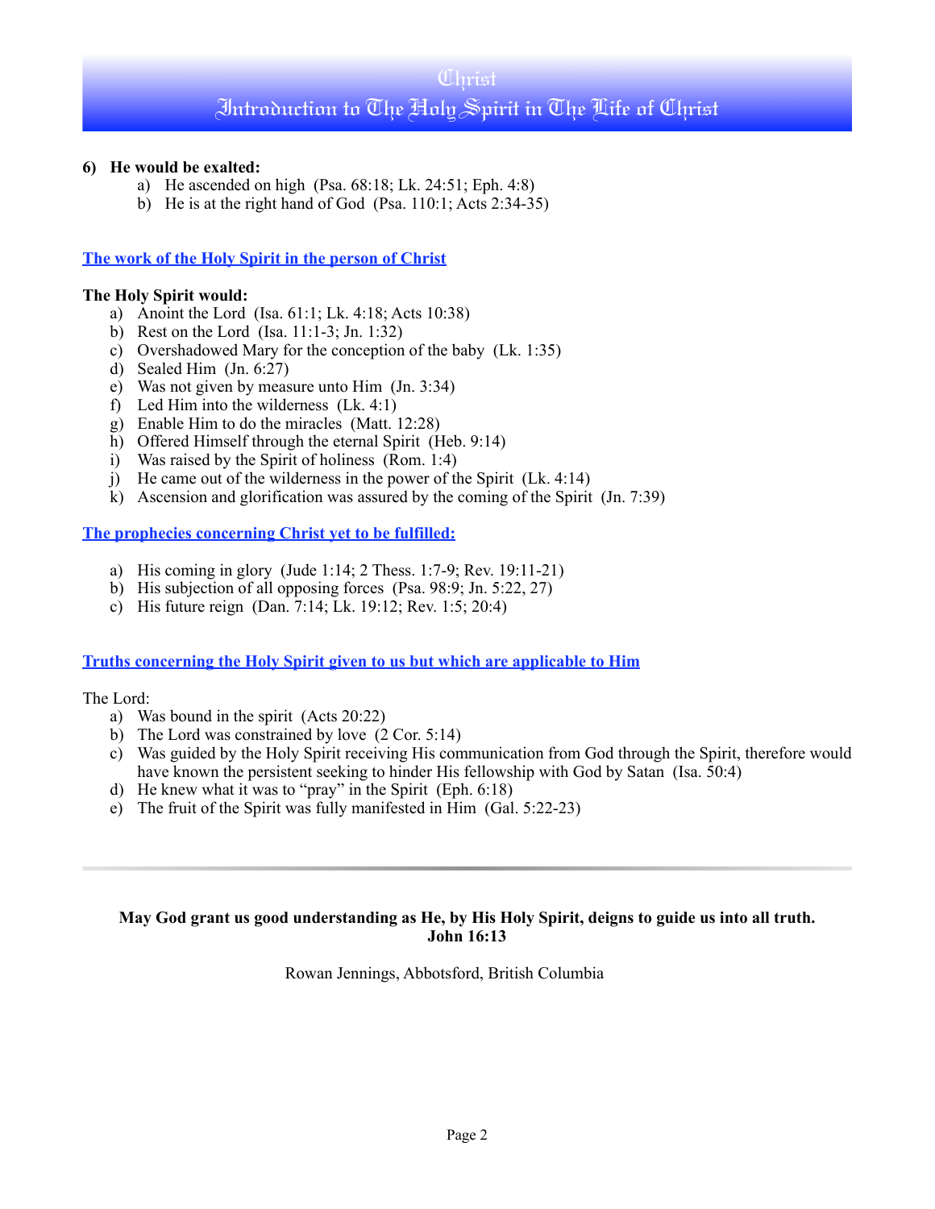**6) He would be exalted:**

a) He ascended on high (Psa. 68:18; Lk. 24:51; Eph. 4:8)
b) He is at the right hand of God (Psa. 110:1; Acts 2:34-35)

## The work of the Holy Spirit in the person of Christ

**The Holy Spirit would:**

a) Anoint the Lord (Isa. 61:1; Lk. 4:18; Acts 10:38)
b) Rest on the Lord (Isa. 11:1-3; Jn. 1:32)
c) Overshadowed Mary for the conception of the baby (Lk. 1:35)
d) Sealed Him (Jn. 6:27)
e) Was not given by measure unto Him (Jn. 3:34)
f) Led Him into the wilderness (Lk. 4:1)
g) Enable Him to do the miracles (Matt. 12:28)
h) Offered Himself through the eternal Spirit (Heb. 9:14)
i) Was raised by the Spirit of holiness (Rom. 1:4)
j) He came out of the wilderness in the power of the Spirit (Lk. 4:14)
k) Ascension and glorification was assured by the coming of the Spirit (Jn. 7:39)

## The prophecies concerning Christ yet to be fulfilled:

a) His coming in glory (Jude 1:14; 2 Thess. 1:7-9; Rev. 19:11-21)
b) His subjection of all opposing forces (Psa. 98:9; Jn. 5:22, 27)
c) His future reign (Dan. 7:14; Lk. 19:12; Rev. 1:5; 20:4)

## Truths concerning the Holy Spirit given to us but which are applicable to Him

The Lord:

a) Was bound in the spirit (Acts 20:22)
b) The Lord was constrained by love (2 Cor. 5:14)
c) Was guided by the Holy Spirit receiving His communication from God through the Spirit, therefore would have known the persistent seeking to hinder His fellowship with God by Satan (Isa. 50:4)
d) He knew what it was to "pray" in the Spirit (Eph. 6:18)
e) The fruit of the Spirit was fully manifested in Him (Gal. 5:22-23)

---

**May God grant us good understanding as He, by His Holy Spirit, deigns to guide us into all truth.**
**John 16:13**

Rowan Jennings, Abbotsford, British Columbia